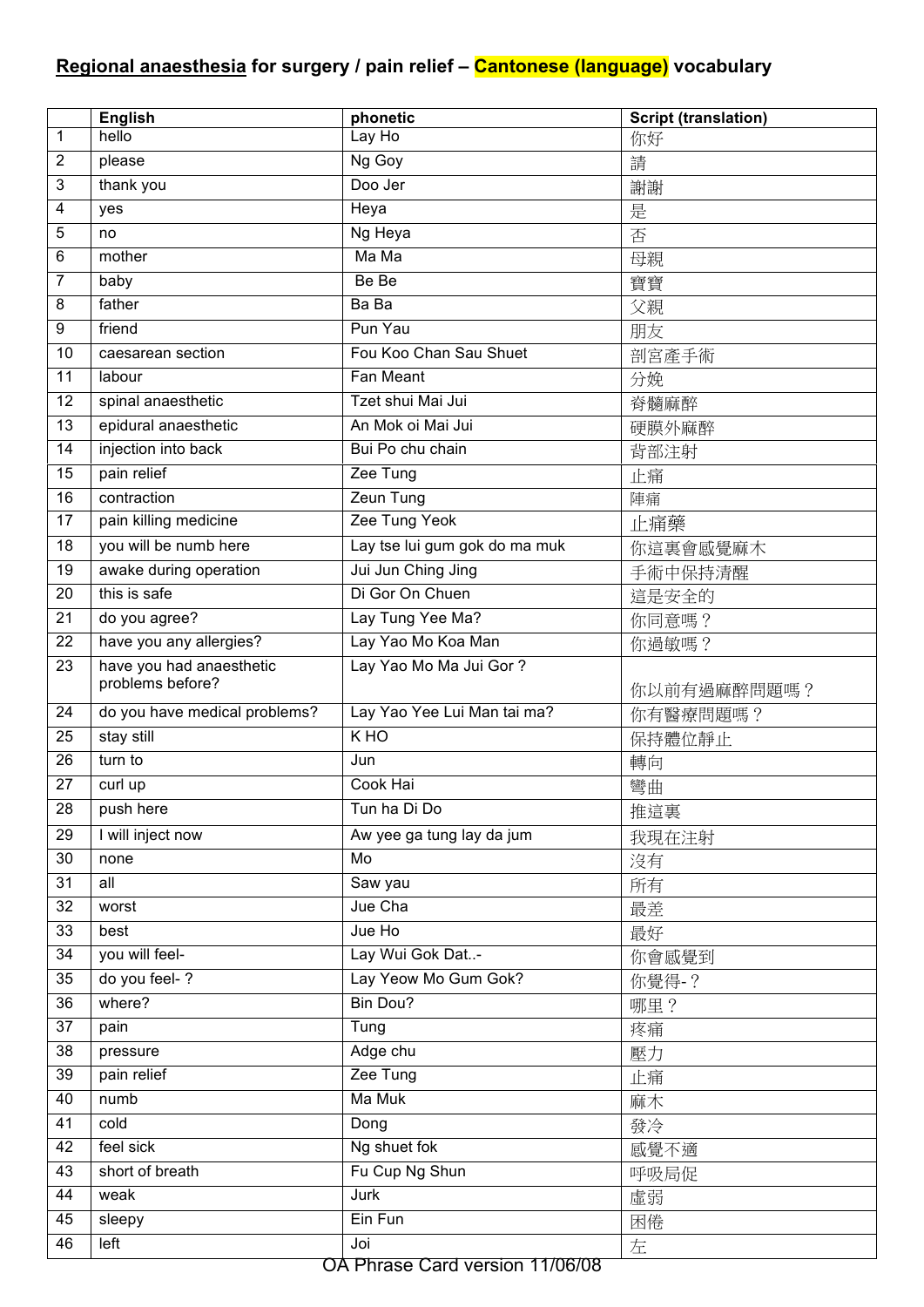## <u>Regional anaesthesia</u> for surgery / pain relief – **Cantonese (language)** vocabulary

| | English | phonetic | Script (translation) |
|---|---|---|---|
| 1 | hello | Lay Ho | 你好 |
| 2 | please | Ng Goy | 請 |
| 3 | thank you | Doo Jer | 謝謝 |
| 4 | yes | Heya | 是 |
| 5 | no | Ng Heya | 否 |
| 6 | mother | Ma Ma | 母親 |
| 7 | baby | Be Be | 寶寶 |
| 8 | father | Ba Ba | 父親 |
| 9 | friend | Pun Yau | 朋友 |
| 10 | caesarean section | Fou Koo Chan Sau Shuet | 剖宮產手術 |
| 11 | labour | Fan Meant | 分娩 |
| 12 | spinal anaesthetic | Tzet shui Mai Jui | 脊髓麻醉 |
| 13 | epidural anaesthetic | An Mok oi Mai Jui | 硬膜外麻醉 |
| 14 | injection into back | Bui Po chu chain | 背部注射 |
| 15 | pain relief | Zee Tung | 止痛 |
| 16 | contraction | Zeun Tung | 陣痛 |
| 17 | pain killing medicine | Zee Tung Yeok | 止痛藥 |
| 18 | you will be numb here | Lay tse lui gum gok do ma muk | 你這裏會感覺麻木 |
| 19 | awake during operation | Jui Jun Ching Jing | 手術中保持清醒 |
| 20 | this is safe | Di Gor On Chuen | 這是安全的 |
| 21 | do you agree? | Lay Tung Yee Ma? | 你同意嗎？ |
| 22 | have you any allergies? | Lay Yao Mo Koa Man | 你過敏嗎？ |
| 23 | have you had anaesthetic problems before? | Lay Yao Mo Ma Jui Gor ? | 你以前有過麻醉問題嗎？ |
| 24 | do you have medical problems? | Lay Yao Yee Lui Man tai ma? | 你有醫療問題嗎？ |
| 25 | stay still | K HO | 保持體位靜止 |
| 26 | turn to | Jun | 轉向 |
| 27 | curl up | Cook Hai | 彎曲 |
| 28 | push here | Tun ha Di Do | 推這裏 |
| 29 | I will inject now | Aw yee ga tung lay da jum | 我現在注射 |
| 30 | none | Mo | 沒有 |
| 31 | all | Saw yau | 所有 |
| 32 | worst | Jue Cha | 最差 |
| 33 | best | Jue Ho | 最好 |
| 34 | you will feel- | Lay Wui Gok Dat..- | 你會感覺到 |
| 35 | do you feel- ? | Lay Yeow Mo Gum Gok? | 你覺得-？ |
| 36 | where? | Bin Dou? | 哪里？ |
| 37 | pain | Tung | 疼痛 |
| 38 | pressure | Adge chu | 壓力 |
| 39 | pain relief | Zee Tung | 止痛 |
| 40 | numb | Ma Muk | 麻木 |
| 41 | cold | Dong | 發冷 |
| 42 | feel sick | Ng shuet fok | 感覺不適 |
| 43 | short of breath | Fu Cup Ng Shun | 呼吸局促 |
| 44 | weak | Jurk | 虛弱 |
| 45 | sleepy | Ein Fun | 困倦 |
| 46 | left | Joi | 左 |

OA Phrase Card version 11/06/08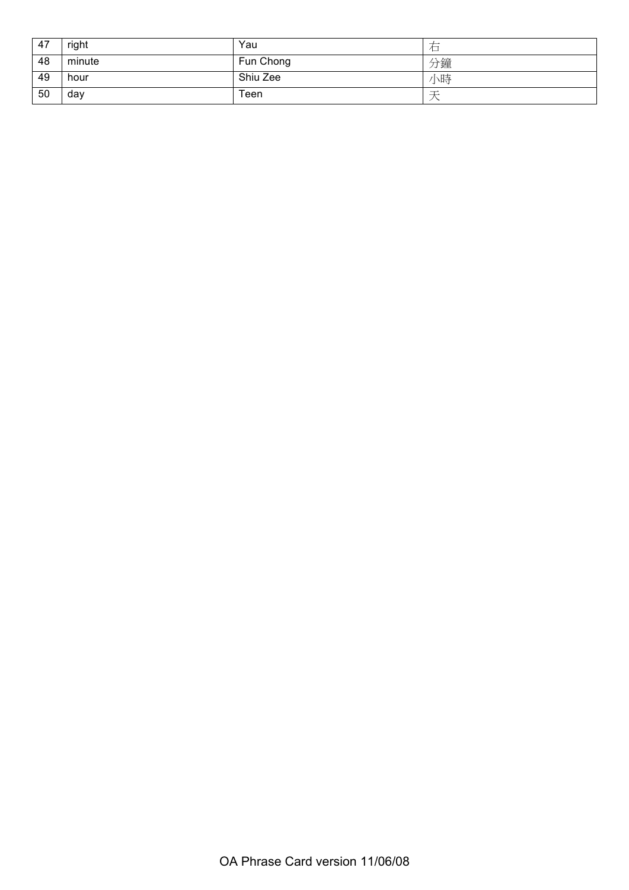| | | | |
|---|---|---|---|
| 47 | right | Yau | 右 |
| 48 | minute | Fun Chong | 分鐘 |
| 49 | hour | Shiu Zee | 小時 |
| 50 | day | Teen | 天 |